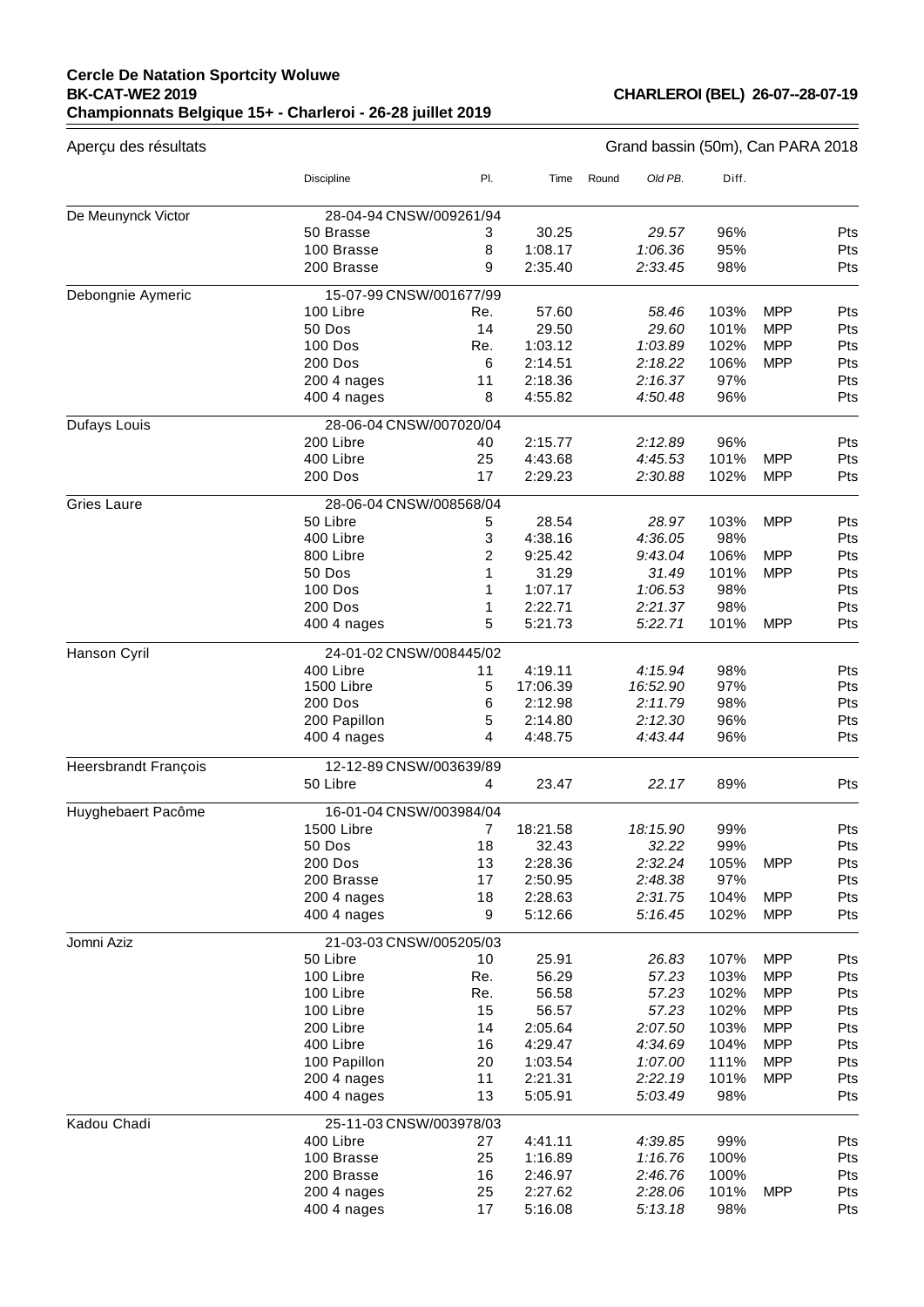**Cercle De Natation Sportcity Woluwe**
**BK-CAT-WE2 2019** **CHARLEROI (BEL) 26-07--28-07-19**
**Championnats Belgique 15+ - Charleroi - 26-28 juillet 2019**

Aperçu des résultats — Grand bassin (50m), Can PARA 2018

| | Discipline | Pl. | Time | Round | Old PB. | Diff. | | |
|---|---|---|---|---|---|---|---|---|
| De Meunynck Victor | 28-04-94 CNSW/009261/94 | | | | | | | |
| | 50 Brasse | 3 | 30.25 | | *29.57* | 96% | | Pts |
| | 100 Brasse | 8 | 1:08.17 | | *1:06.36* | 95% | | Pts |
| | 200 Brasse | 9 | 2:35.40 | | *2:33.45* | 98% | | Pts |
| Debongnie Aymeric | 15-07-99 CNSW/001677/99 | | | | | | | |
| | 100 Libre | Re. | 57.60 | | *58.46* | 103% | MPP | Pts |
| | 50 Dos | 14 | 29.50 | | *29.60* | 101% | MPP | Pts |
| | 100 Dos | Re. | 1:03.12 | | *1:03.89* | 102% | MPP | Pts |
| | 200 Dos | 6 | 2:14.51 | | *2:18.22* | 106% | MPP | Pts |
| | 200 4 nages | 11 | 2:18.36 | | *2:16.37* | 97% | | Pts |
| | 400 4 nages | 8 | 4:55.82 | | *4:50.48* | 96% | | Pts |
| Dufays Louis | 28-06-04 CNSW/007020/04 | | | | | | | |
| | 200 Libre | 40 | 2:15.77 | | *2:12.89* | 96% | | Pts |
| | 400 Libre | 25 | 4:43.68 | | *4:45.53* | 101% | MPP | Pts |
| | 200 Dos | 17 | 2:29.23 | | *2:30.88* | 102% | MPP | Pts |
| Gries Laure | 28-06-04 CNSW/008568/04 | | | | | | | |
| | 50 Libre | 5 | 28.54 | | *28.97* | 103% | MPP | Pts |
| | 400 Libre | 3 | 4:38.16 | | *4:36.05* | 98% | | Pts |
| | 800 Libre | 2 | 9:25.42 | | *9:43.04* | 106% | MPP | Pts |
| | 50 Dos | 1 | 31.29 | | *31.49* | 101% | MPP | Pts |
| | 100 Dos | 1 | 1:07.17 | | *1:06.53* | 98% | | Pts |
| | 200 Dos | 1 | 2:22.71 | | *2:21.37* | 98% | | Pts |
| | 400 4 nages | 5 | 5:21.73 | | *5:22.71* | 101% | MPP | Pts |
| Hanson Cyril | 24-01-02 CNSW/008445/02 | | | | | | | |
| | 400 Libre | 11 | 4:19.11 | | *4:15.94* | 98% | | Pts |
| | 1500 Libre | 5 | 17:06.39 | | *16:52.90* | 97% | | Pts |
| | 200 Dos | 6 | 2:12.98 | | *2:11.79* | 98% | | Pts |
| | 200 Papillon | 5 | 2:14.80 | | *2:12.30* | 96% | | Pts |
| | 400 4 nages | 4 | 4:48.75 | | *4:43.44* | 96% | | Pts |
| Heersbrandt François | 12-12-89 CNSW/003639/89 | | | | | | | |
| | 50 Libre | 4 | 23.47 | | *22.17* | 89% | | Pts |
| Huyghebaert Pacôme | 16-01-04 CNSW/003984/04 | | | | | | | |
| | 1500 Libre | 7 | 18:21.58 | | *18:15.90* | 99% | | Pts |
| | 50 Dos | 18 | 32.43 | | *32.22* | 99% | | Pts |
| | 200 Dos | 13 | 2:28.36 | | *2:32.24* | 105% | MPP | Pts |
| | 200 Brasse | 17 | 2:50.95 | | *2:48.38* | 97% | | Pts |
| | 200 4 nages | 18 | 2:28.63 | | *2:31.75* | 104% | MPP | Pts |
| | 400 4 nages | 9 | 5:12.66 | | *5:16.45* | 102% | MPP | Pts |
| Jomni Aziz | 21-03-03 CNSW/005205/03 | | | | | | | |
| | 50 Libre | 10 | 25.91 | | *26.83* | 107% | MPP | Pts |
| | 100 Libre | Re. | 56.29 | | *57.23* | 103% | MPP | Pts |
| | 100 Libre | Re. | 56.58 | | *57.23* | 102% | MPP | Pts |
| | 100 Libre | 15 | 56.57 | | *57.23* | 102% | MPP | Pts |
| | 200 Libre | 14 | 2:05.64 | | *2:07.50* | 103% | MPP | Pts |
| | 400 Libre | 16 | 4:29.47 | | *4:34.69* | 104% | MPP | Pts |
| | 100 Papillon | 20 | 1:03.54 | | *1:07.00* | 111% | MPP | Pts |
| | 200 4 nages | 11 | 2:21.31 | | *2:22.19* | 101% | MPP | Pts |
| | 400 4 nages | 13 | 5:05.91 | | *5:03.49* | 98% | | Pts |
| Kadou Chadi | 25-11-03 CNSW/003978/03 | | | | | | | |
| | 400 Libre | 27 | 4:41.11 | | *4:39.85* | 99% | | Pts |
| | 100 Brasse | 25 | 1:16.89 | | *1:16.76* | 100% | | Pts |
| | 200 Brasse | 16 | 2:46.97 | | *2:46.76* | 100% | | Pts |
| | 200 4 nages | 25 | 2:27.62 | | *2:28.06* | 101% | MPP | Pts |
| | 400 4 nages | 17 | 5:16.08 | | *5:13.18* | 98% | | Pts |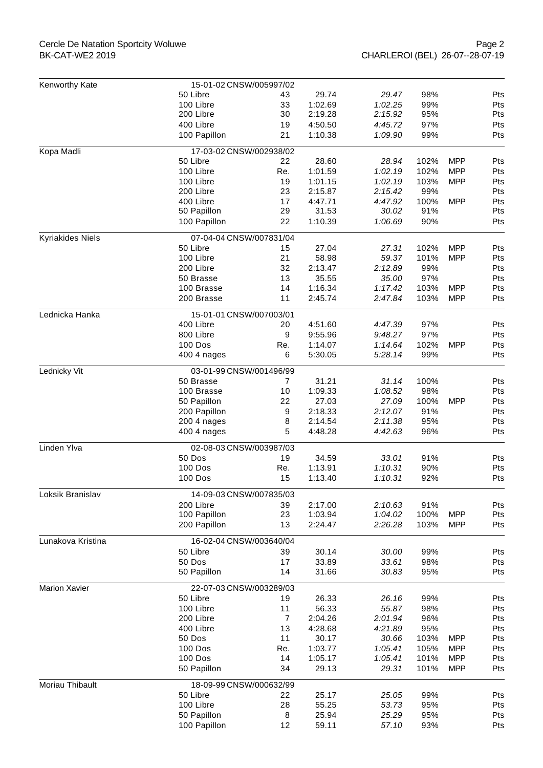| Nom | Épreuve | Place | Temps | Référence | % | MPP | Pts |
|---|---|---|---|---|---|---|---|
| Kenworthy Kate | 15-01-02 CNSW/005997/02 | | | | | | |
| | 50 Libre | 43 | 29.74 | *29.47* | 98% | | Pts |
| | 100 Libre | 33 | 1:02.69 | *1:02.25* | 99% | | Pts |
| | 200 Libre | 30 | 2:19.28 | *2:15.92* | 95% | | Pts |
| | 400 Libre | 19 | 4:50.50 | *4:45.72* | 97% | | Pts |
| | 100 Papillon | 21 | 1:10.38 | *1:09.90* | 99% | | Pts |
| Kopa Madli | 17-03-02 CNSW/002938/02 | | | | | | |
| | 50 Libre | 22 | 28.60 | *28.94* | 102% | MPP | Pts |
| | 100 Libre | Re. | 1:01.59 | *1:02.19* | 102% | MPP | Pts |
| | 100 Libre | 19 | 1:01.15 | *1:02.19* | 103% | MPP | Pts |
| | 200 Libre | 23 | 2:15.87 | *2:15.42* | 99% | | Pts |
| | 400 Libre | 17 | 4:47.71 | *4:47.92* | 100% | MPP | Pts |
| | 50 Papillon | 29 | 31.53 | *30.02* | 91% | | Pts |
| | 100 Papillon | 22 | 1:10.39 | *1:06.69* | 90% | | Pts |
| Kyriakides Niels | 07-04-04 CNSW/007831/04 | | | | | | |
| | 50 Libre | 15 | 27.04 | *27.31* | 102% | MPP | Pts |
| | 100 Libre | 21 | 58.98 | *59.37* | 101% | MPP | Pts |
| | 200 Libre | 32 | 2:13.47 | *2:12.89* | 99% | | Pts |
| | 50 Brasse | 13 | 35.55 | *35.00* | 97% | | Pts |
| | 100 Brasse | 14 | 1:16.34 | *1:17.42* | 103% | MPP | Pts |
| | 200 Brasse | 11 | 2:45.74 | *2:47.84* | 103% | MPP | Pts |
| Lednicka Hanka | 15-01-01 CNSW/007003/01 | | | | | | |
| | 400 Libre | 20 | 4:51.60 | *4:47.39* | 97% | | Pts |
| | 800 Libre | 9 | 9:55.96 | *9:48.27* | 97% | | Pts |
| | 100 Dos | Re. | 1:14.07 | *1:14.64* | 102% | MPP | Pts |
| | 400 4 nages | 6 | 5:30.05 | *5:28.14* | 99% | | Pts |
| Lednicky Vit | 03-01-99 CNSW/001496/99 | | | | | | |
| | 50 Brasse | 7 | 31.21 | *31.14* | 100% | | Pts |
| | 100 Brasse | 10 | 1:09.33 | *1:08.52* | 98% | | Pts |
| | 50 Papillon | 22 | 27.03 | *27.09* | 100% | MPP | Pts |
| | 200 Papillon | 9 | 2:18.33 | *2:12.07* | 91% | | Pts |
| | 200 4 nages | 8 | 2:14.54 | *2:11.38* | 95% | | Pts |
| | 400 4 nages | 5 | 4:48.28 | *4:42.63* | 96% | | Pts |
| Linden Ylva | 02-08-03 CNSW/003987/03 | | | | | | |
| | 50 Dos | 19 | 34.59 | *33.01* | 91% | | Pts |
| | 100 Dos | Re. | 1:13.91 | *1:10.31* | 90% | | Pts |
| | 100 Dos | 15 | 1:13.40 | *1:10.31* | 92% | | Pts |
| Loksik Branislav | 14-09-03 CNSW/007835/03 | | | | | | |
| | 200 Libre | 39 | 2:17.00 | *2:10.63* | 91% | | Pts |
| | 100 Papillon | 23 | 1:03.94 | *1:04.02* | 100% | MPP | Pts |
| | 200 Papillon | 13 | 2:24.47 | *2:26.28* | 103% | MPP | Pts |
| Lunakova Kristina | 16-02-04 CNSW/003640/04 | | | | | | |
| | 50 Libre | 39 | 30.14 | *30.00* | 99% | | Pts |
| | 50 Dos | 17 | 33.89 | *33.61* | 98% | | Pts |
| | 50 Papillon | 14 | 31.66 | *30.83* | 95% | | Pts |
| Marion Xavier | 22-07-03 CNSW/003289/03 | | | | | | |
| | 50 Libre | 19 | 26.33 | *26.16* | 99% | | Pts |
| | 100 Libre | 11 | 56.33 | *55.87* | 98% | | Pts |
| | 200 Libre | 7 | 2:04.26 | *2:01.94* | 96% | | Pts |
| | 400 Libre | 13 | 4:28.68 | *4:21.89* | 95% | | Pts |
| | 50 Dos | 11 | 30.17 | *30.66* | 103% | MPP | Pts |
| | 100 Dos | Re. | 1:03.77 | *1:05.41* | 105% | MPP | Pts |
| | 100 Dos | 14 | 1:05.17 | *1:05.41* | 101% | MPP | Pts |
| | 50 Papillon | 34 | 29.13 | *29.31* | 101% | MPP | Pts |
| Moriau Thibault | 18-09-99 CNSW/000632/99 | | | | | | |
| | 50 Libre | 22 | 25.17 | *25.05* | 99% | | Pts |
| | 100 Libre | 28 | 55.25 | *53.73* | 95% | | Pts |
| | 50 Papillon | 8 | 25.94 | *25.29* | 95% | | Pts |
| | 100 Papillon | 12 | 59.11 | *57.10* | 93% | | Pts |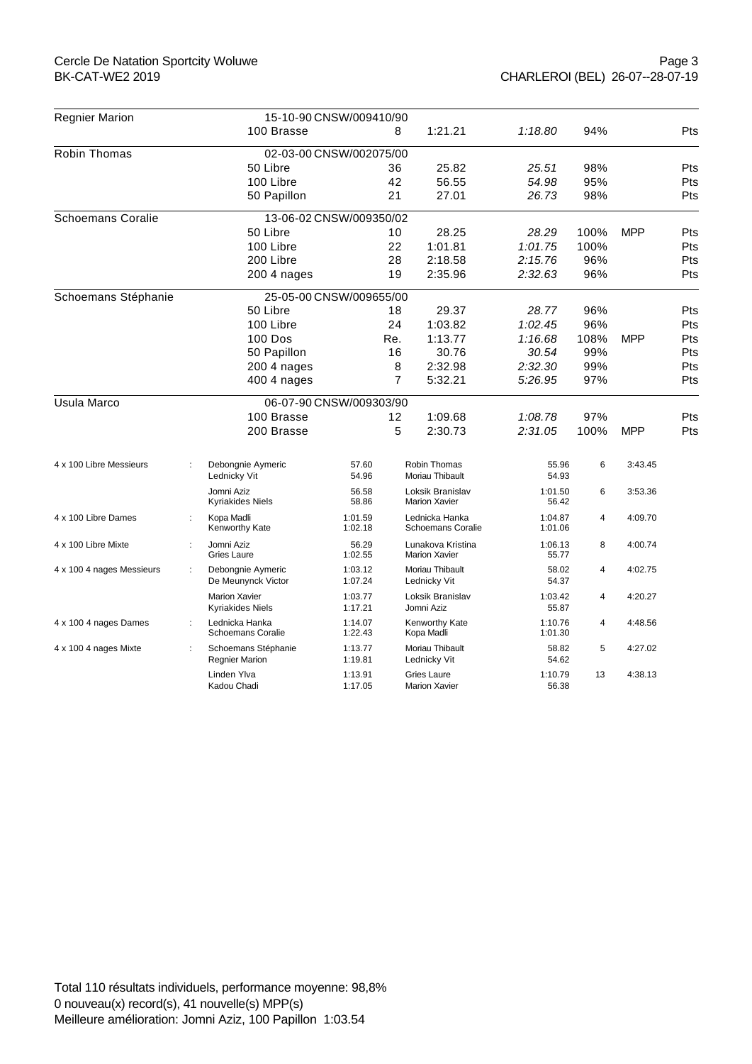| | | | | | | | |
|---|---|---|---|---|---|---|---|
| Regnier Marion | 15-10-90 CNSW/009410/90 | | | | | | |
| | 100 Brasse | 8 | 1:21.21 | *1:18.80* | 94% | | Pts |
| Robin Thomas | 02-03-00 CNSW/002075/00 | | | | | | |
| | 50 Libre | 36 | 25.82 | *25.51* | 98% | | Pts |
| | 100 Libre | 42 | 56.55 | *54.98* | 95% | | Pts |
| | 50 Papillon | 21 | 27.01 | *26.73* | 98% | | Pts |
| Schoemans Coralie | 13-06-02 CNSW/009350/02 | | | | | | |
| | 50 Libre | 10 | 28.25 | *28.29* | 100% | MPP | Pts |
| | 100 Libre | 22 | 1:01.81 | *1:01.75* | 100% | | Pts |
| | 200 Libre | 28 | 2:18.58 | *2:15.76* | 96% | | Pts |
| | 200 4 nages | 19 | 2:35.96 | *2:32.63* | 96% | | Pts |
| Schoemans Stéphanie | 25-05-00 CNSW/009655/00 | | | | | | |
| | 50 Libre | 18 | 29.37 | *28.77* | 96% | | Pts |
| | 100 Libre | 24 | 1:03.82 | *1:02.45* | 96% | | Pts |
| | 100 Dos | Re. | 1:13.77 | *1:16.68* | 108% | MPP | Pts |
| | 50 Papillon | 16 | 30.76 | *30.54* | 99% | | Pts |
| | 200 4 nages | 8 | 2:32.98 | *2:32.30* | 99% | | Pts |
| | 400 4 nages | 7 | 5:32.21 | *5:26.95* | 97% | | Pts |
| Usula Marco | 06-07-90 CNSW/009303/90 | | | | | | |
| | 100 Brasse | 12 | 1:09.68 | *1:08.78* | 97% | | Pts |
| | 200 Brasse | 5 | 2:30.73 | *2:31.05* | 100% | MPP | Pts |

| | | | | | | | |
|---|---|---|---|---|---|---|---|
| 4 x 100 Libre Messieurs | : | Debongnie Aymeric<br>Lednicky Vit | 57.60<br>54.96 | Robin Thomas<br>Moriau Thibault | 55.96<br>54.93 | 6 | 3:43.45 |
| | | Jomni Aziz<br>Kyriakides Niels | 56.58<br>58.86 | Loksik Branislav<br>Marion Xavier | 1:01.50<br>56.42 | 6 | 3:53.36 |
| 4 x 100 Libre Dames | : | Kopa Madli<br>Kenworthy Kate | 1:01.59<br>1:02.18 | Lednicka Hanka<br>Schoemans Coralie | 1:04.87<br>1:01.06 | 4 | 4:09.70 |
| 4 x 100 Libre Mixte | : | Jomni Aziz<br>Gries Laure | 56.29<br>1:02.55 | Lunakova Kristina<br>Marion Xavier | 1:06.13<br>55.77 | 8 | 4:00.74 |
| 4 x 100 4 nages Messieurs | : | Debongnie Aymeric<br>De Meunynck Victor | 1:03.12<br>1:07.24 | Moriau Thibault<br>Lednicky Vit | 58.02<br>54.37 | 4 | 4:02.75 |
| | | Marion Xavier<br>Kyriakides Niels | 1:03.77<br>1:17.21 | Loksik Branislav<br>Jomni Aziz | 1:03.42<br>55.87 | 4 | 4:20.27 |
| 4 x 100 4 nages Dames | : | Lednicka Hanka<br>Schoemans Coralie | 1:14.07<br>1:22.43 | Kenworthy Kate<br>Kopa Madli | 1:10.76<br>1:01.30 | 4 | 4:48.56 |
| 4 x 100 4 nages Mixte | : | Schoemans Stéphanie<br>Regnier Marion | 1:13.77<br>1:19.81 | Moriau Thibault<br>Lednicky Vit | 58.82<br>54.62 | 5 | 4:27.02 |
| | | Linden Ylva<br>Kadou Chadi | 1:13.91<br>1:17.05 | Gries Laure<br>Marion Xavier | 1:10.79<br>56.38 | 13 | 4:38.13 |

Total 110 résultats individuels, performance moyenne: 98,8%
0 nouveau(x) record(s), 41 nouvelle(s) MPP(s)
Meilleure amélioration: Jomni Aziz, 100 Papillon 1:03.54